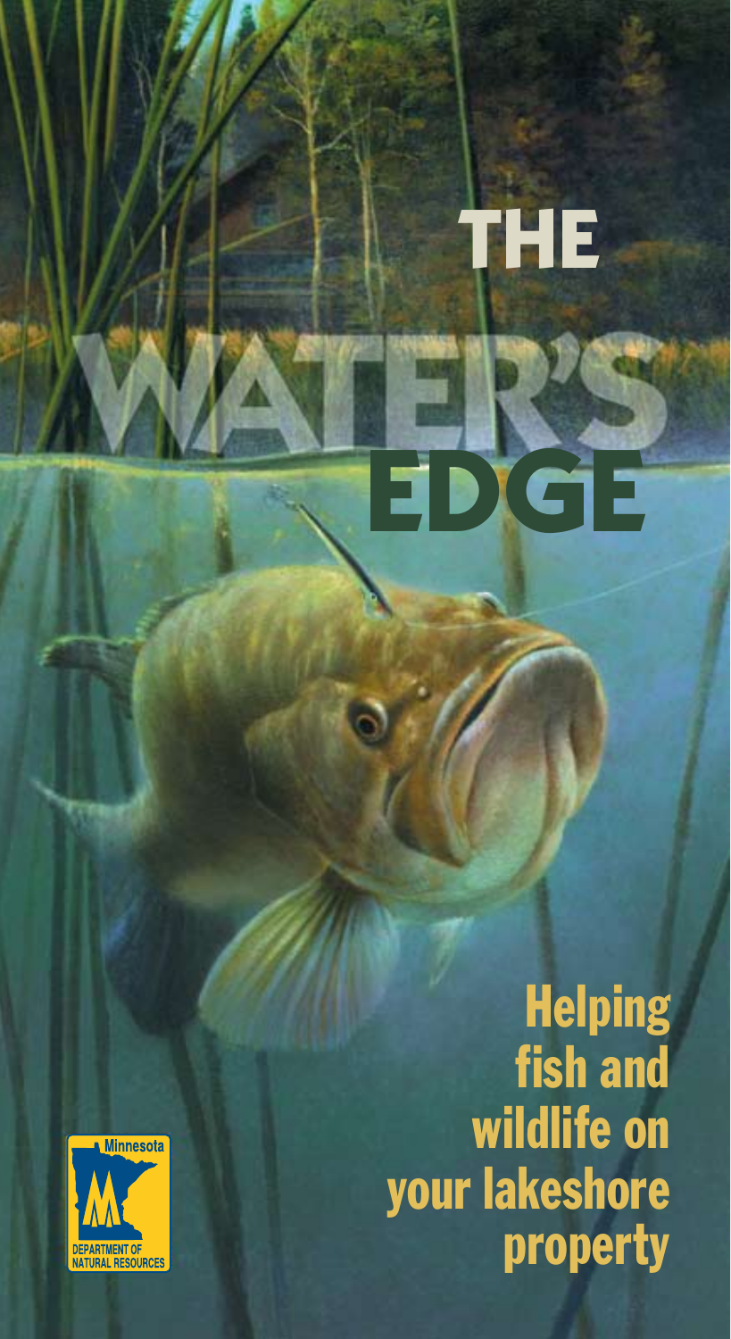# THE WATER'S EDGE

## Helping fish and wildlife on your lakeshore property

Minnesota DEPARTMENT OF NATURAL RESOURCES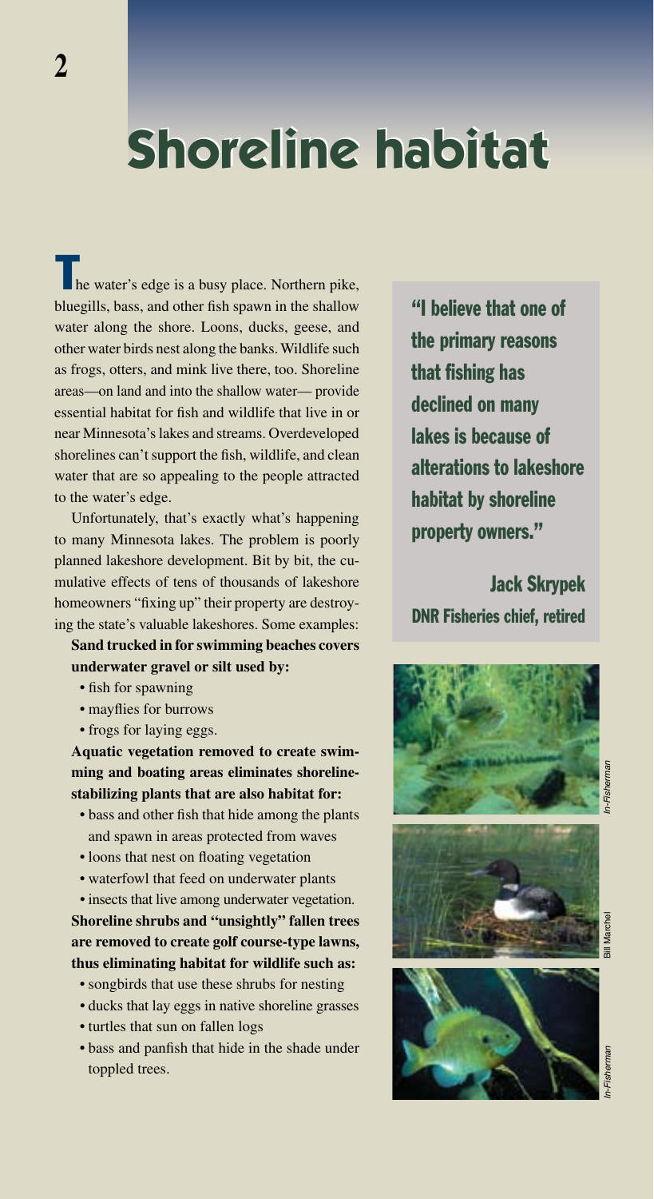# Shoreline habitat

The water's edge is a busy place. Northern pike, bluegills, bass, and other fish spawn in the shallow water along the shore. Loons, ducks, geese, and other water birds nest along the banks. Wildlife such as frogs, otters, and mink live there, too. Shoreline areas—on land and into the shallow water— provide essential habitat for fish and wildlife that live in or near Minnesota's lakes and streams. Overdeveloped shorelines can't support the fish, wildlife, and clean water that are so appealing to the people attracted to the water's edge.

Unfortunately, that's exactly what's happening to many Minnesota lakes. The problem is poorly planned lakeshore development. Bit by bit, the cumulative effects of tens of thousands of lakeshore homeowners "fixing up" their property are destroying the state's valuable lakeshores. Some examples:

**Sand trucked in for swimming beaches covers underwater gravel or silt used by:**

- fish for spawning
- mayflies for burrows
- frogs for laying eggs.

**Aquatic vegetation removed to create swimming and boating areas eliminates shoreline-stabilizing plants that are also habitat for:**

- bass and other fish that hide among the plants and spawn in areas protected from waves
- loons that nest on floating vegetation
- waterfowl that feed on underwater plants
- insects that live among underwater vegetation.

**Shoreline shrubs and "unsightly" fallen trees are removed to create golf course-type lawns, thus eliminating habitat for wildlife such as:**

- songbirds that use these shrubs for nesting
- ducks that lay eggs in native shoreline grasses
- turtles that sun on fallen logs
- bass and panfish that hide in the shade under toppled trees.

**"I believe that one of the primary reasons that fishing has declined on many lakes is because of alterations to lakeshore habitat by shoreline property owners."**

**Jack Skrypek**
**DNR Fisheries chief, retired**

*In-Fisherman*

Bill Marchel

*In-Fisherman*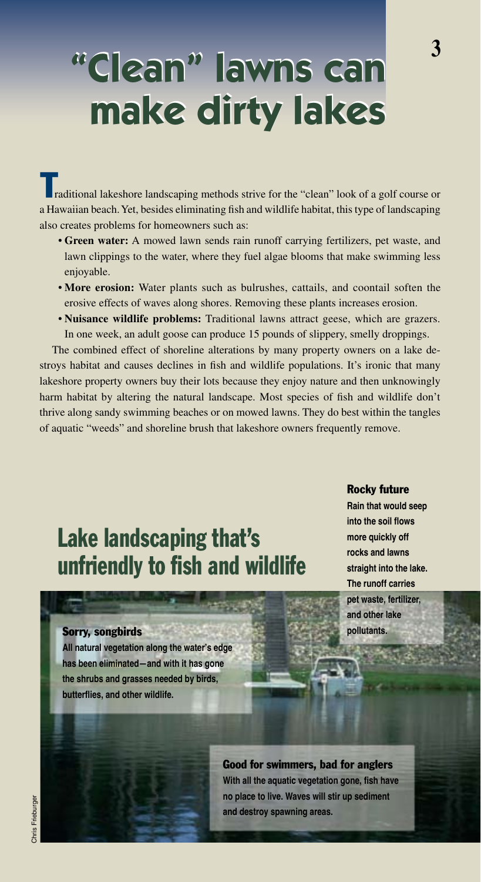# "Clean" lawns can make dirty lakes

Traditional lakeshore landscaping methods strive for the "clean" look of a golf course or a Hawaiian beach. Yet, besides eliminating fish and wildlife habitat, this type of landscaping also creates problems for homeowners such as:

- **Green water:** A mowed lawn sends rain runoff carrying fertilizers, pet waste, and lawn clippings to the water, where they fuel algae blooms that make swimming less enjoyable.
- **More erosion:** Water plants such as bulrushes, cattails, and coontail soften the erosive effects of waves along shores. Removing these plants increases erosion.
- **Nuisance wildlife problems:** Traditional lawns attract geese, which are grazers. In one week, an adult goose can produce 15 pounds of slippery, smelly droppings.

The combined effect of shoreline alterations by many property owners on a lake destroys habitat and causes declines in fish and wildlife populations. It's ironic that many lakeshore property owners buy their lots because they enjoy nature and then unknowingly harm habitat by altering the natural landscape. Most species of fish and wildlife don't thrive along sandy swimming beaches or on mowed lawns. They do best within the tangles of aquatic "weeds" and shoreline brush that lakeshore owners frequently remove.

## Lake landscaping that's unfriendly to fish and wildlife

**Rocky future**
Rain that would seep into the soil flows more quickly off rocks and lawns straight into the lake. The runoff carries pet waste, fertilizer, and other lake pollutants.

**Sorry, songbirds**
All natural vegetation along the water's edge has been eliminated—and with it has gone the shrubs and grasses needed by birds, butterflies, and other wildlife.

**Good for swimmers, bad for anglers**
With all the aquatic vegetation gone, fish have no place to live. Waves will stir up sediment and destroy spawning areas.

Chris Frieburger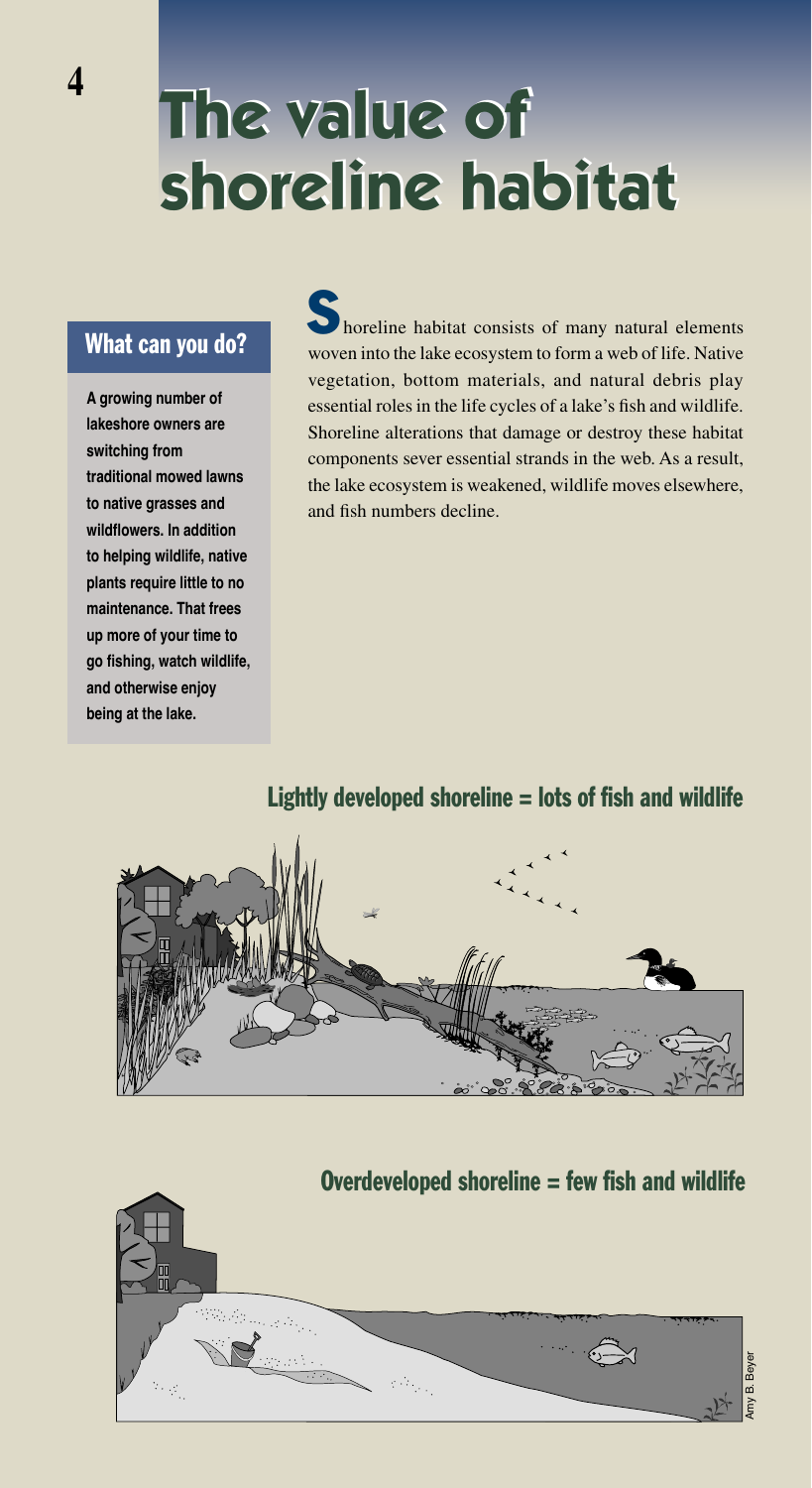# The value of shoreline habitat

## What can you do?

**A growing number of lakeshore owners are switching from traditional mowed lawns to native grasses and wildflowers. In addition to helping wildlife, native plants require little to no maintenance. That frees up more of your time to go fishing, watch wildlife, and otherwise enjoy being at the lake.**

Shoreline habitat consists of many natural elements woven into the lake ecosystem to form a web of life. Native vegetation, bottom materials, and natural debris play essential roles in the life cycles of a lake's fish and wildlife. Shoreline alterations that damage or destroy these habitat components sever essential strands in the web. As a result, the lake ecosystem is weakened, wildlife moves elsewhere, and fish numbers decline.

### Lightly developed shoreline = lots of fish and wildlife

### Overdeveloped shoreline = few fish and wildlife

Amy B. Beyer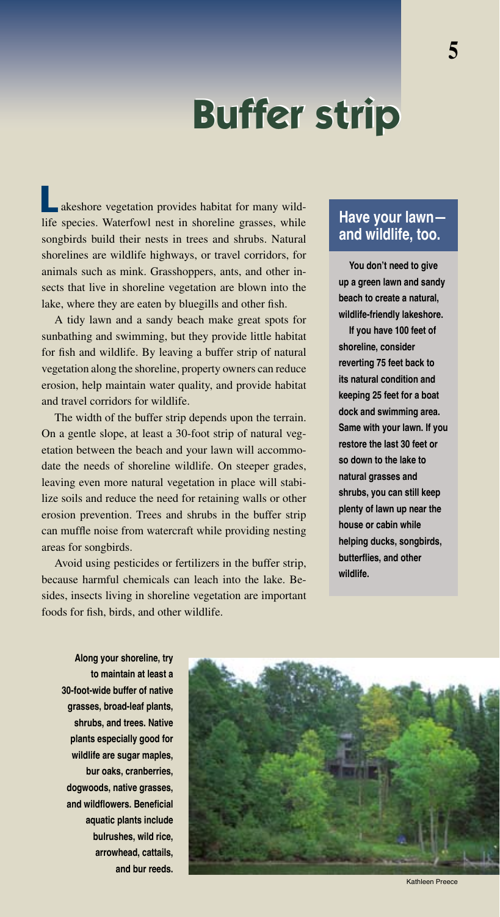# Buffer strip

Lakeshore vegetation provides habitat for many wildlife species. Waterfowl nest in shoreline grasses, while songbirds build their nests in trees and shrubs. Natural shorelines are wildlife highways, or travel corridors, for animals such as mink. Grasshoppers, ants, and other insects that live in shoreline vegetation are blown into the lake, where they are eaten by bluegills and other fish.

A tidy lawn and a sandy beach make great spots for sunbathing and swimming, but they provide little habitat for fish and wildlife. By leaving a buffer strip of natural vegetation along the shoreline, property owners can reduce erosion, help maintain water quality, and provide habitat and travel corridors for wildlife.

The width of the buffer strip depends upon the terrain. On a gentle slope, at least a 30-foot strip of natural vegetation between the beach and your lawn will accommodate the needs of shoreline wildlife. On steeper grades, leaving even more natural vegetation in place will stabilize soils and reduce the need for retaining walls or other erosion prevention. Trees and shrubs in the buffer strip can muffle noise from watercraft while providing nesting areas for songbirds.

Avoid using pesticides or fertilizers in the buffer strip, because harmful chemicals can leach into the lake. Besides, insects living in shoreline vegetation are important foods for fish, birds, and other wildlife.

## Have your lawn—and wildlife, too.

**You don't need to give up a green lawn and sandy beach to create a natural, wildlife-friendly lakeshore.**

**If you have 100 feet of shoreline, consider reverting 75 feet back to its natural condition and keeping 25 feet for a boat dock and swimming area. Same with your lawn. If you restore the last 30 feet or so down to the lake to natural grasses and shrubs, you can still keep plenty of lawn up near the house or cabin while helping ducks, songbirds, butterflies, and other wildlife.**

**Along your shoreline, try to maintain at least a 30-foot-wide buffer of native grasses, broad-leaf plants, shrubs, and trees. Native plants especially good for wildlife are sugar maples, bur oaks, cranberries, dogwoods, native grasses, and wildflowers. Beneficial aquatic plants include bulrushes, wild rice, arrowhead, cattails, and bur reeds.**

Kathleen Preece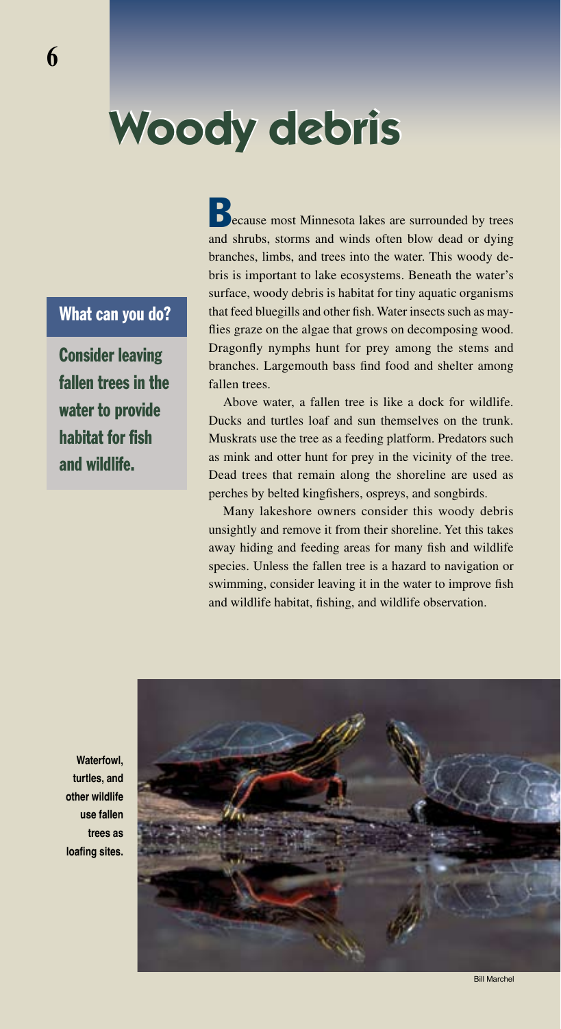# Woody debris

## What can you do?

**Consider leaving fallen trees in the water to provide habitat for fish and wildlife.**

Because most Minnesota lakes are surrounded by trees and shrubs, storms and winds often blow dead or dying branches, limbs, and trees into the water. This woody debris is important to lake ecosystems. Beneath the water's surface, woody debris is habitat for tiny aquatic organisms that feed bluegills and other fish. Water insects such as mayflies graze on the algae that grows on decomposing wood. Dragonfly nymphs hunt for prey among the stems and branches. Largemouth bass find food and shelter among fallen trees.

Above water, a fallen tree is like a dock for wildlife. Ducks and turtles loaf and sun themselves on the trunk. Muskrats use the tree as a feeding platform. Predators such as mink and otter hunt for prey in the vicinity of the tree. Dead trees that remain along the shoreline are used as perches by belted kingfishers, ospreys, and songbirds.

Many lakeshore owners consider this woody debris unsightly and remove it from their shoreline. Yet this takes away hiding and feeding areas for many fish and wildlife species. Unless the fallen tree is a hazard to navigation or swimming, consider leaving it in the water to improve fish and wildlife habitat, fishing, and wildlife observation.

**Waterfowl, turtles, and other wildlife use fallen trees as loafing sites.**

Bill Marchel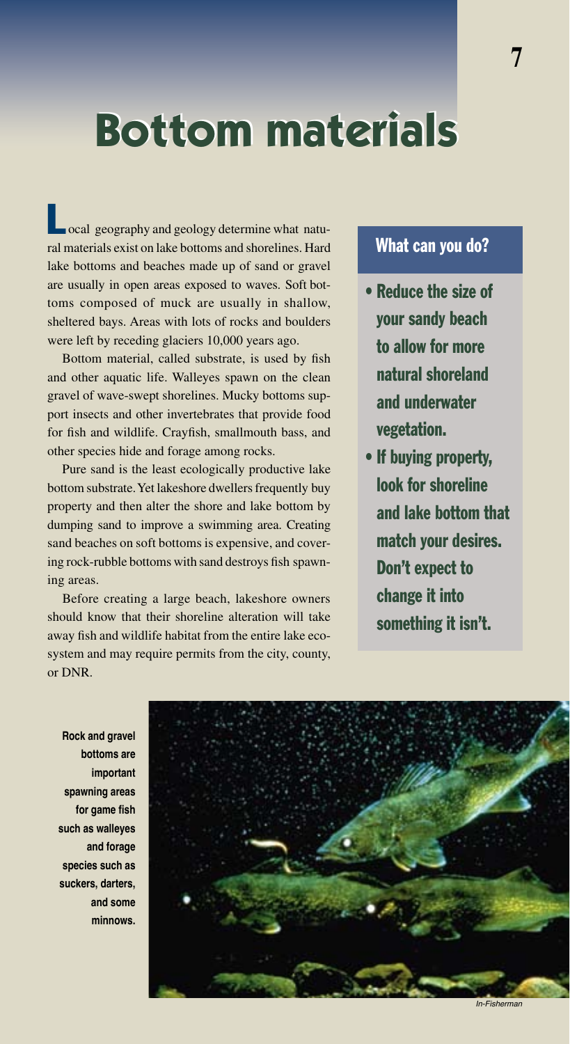# Bottom materials

Local geography and geology determine what natural materials exist on lake bottoms and shorelines. Hard lake bottoms and beaches made up of sand or gravel are usually in open areas exposed to waves. Soft bottoms composed of muck are usually in shallow, sheltered bays. Areas with lots of rocks and boulders were left by receding glaciers 10,000 years ago.

Bottom material, called substrate, is used by fish and other aquatic life. Walleyes spawn on the clean gravel of wave-swept shorelines. Mucky bottoms support insects and other invertebrates that provide food for fish and wildlife. Crayfish, smallmouth bass, and other species hide and forage among rocks.

Pure sand is the least ecologically productive lake bottom substrate. Yet lakeshore dwellers frequently buy property and then alter the shore and lake bottom by dumping sand to improve a swimming area. Creating sand beaches on soft bottoms is expensive, and covering rock-rubble bottoms with sand destroys fish spawning areas.

Before creating a large beach, lakeshore owners should know that their shoreline alteration will take away fish and wildlife habitat from the entire lake ecosystem and may require permits from the city, county, or DNR.

## What can you do?

- **Reduce the size of your sandy beach to allow for more natural shoreland and underwater vegetation.**
- **If buying property, look for shoreline and lake bottom that match your desires. Don't expect to change it into something it isn't.**

**Rock and gravel bottoms are important spawning areas for game fish such as walleyes and forage species such as suckers, darters, and some minnows.**

*In-Fisherman*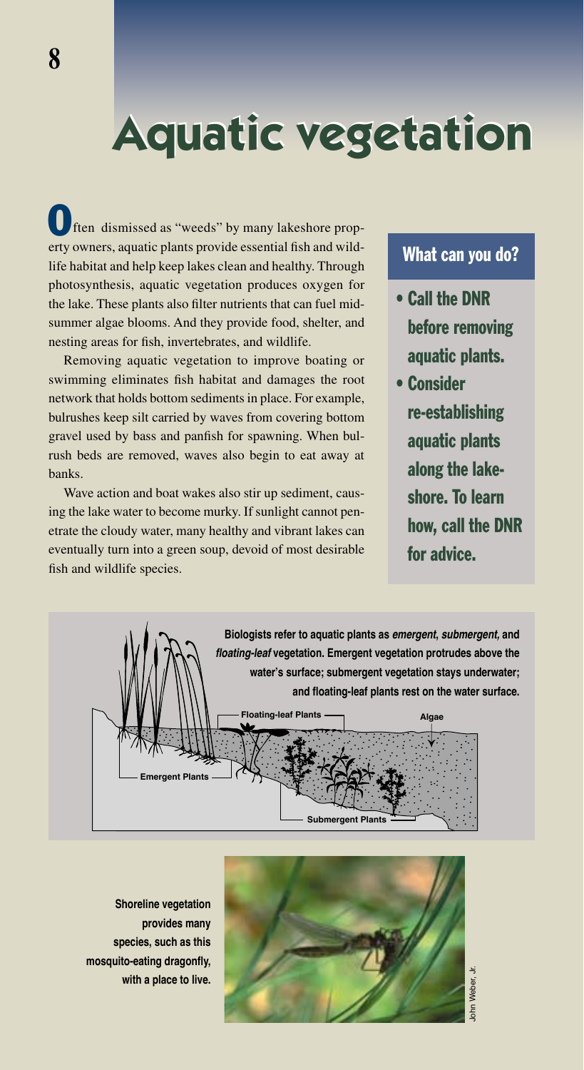# Aquatic vegetation

Often dismissed as "weeds" by many lakeshore property owners, aquatic plants provide essential fish and wildlife habitat and help keep lakes clean and healthy. Through photosynthesis, aquatic vegetation produces oxygen for the lake. These plants also filter nutrients that can fuel midsummer algae blooms. And they provide food, shelter, and nesting areas for fish, invertebrates, and wildlife.

Removing aquatic vegetation to improve boating or swimming eliminates fish habitat and damages the root network that holds bottom sediments in place. For example, bulrushes keep silt carried by waves from covering bottom gravel used by bass and panfish for spawning. When bulrush beds are removed, waves also begin to eat away at banks.

Wave action and boat wakes also stir up sediment, causing the lake water to become murky. If sunlight cannot penetrate the cloudy water, many healthy and vibrant lakes can eventually turn into a green soup, devoid of most desirable fish and wildlife species.

## What can you do?

- **Call the DNR before removing aquatic plants.**
- **Consider re-establishing aquatic plants along the lakeshore. To learn how, call the DNR for advice.**

**Biologists refer to aquatic plants as *emergent*, *submergent*, and *floating-leaf* vegetation. Emergent vegetation protrudes above the water's surface; submergent vegetation stays underwater; and floating-leaf plants rest on the water surface.**

Floating-leaf Plants

Algae

Emergent Plants

Submergent Plants

**Shoreline vegetation provides many species, such as this mosquito-eating dragonfly, with a place to live.**

John Weber, Jr.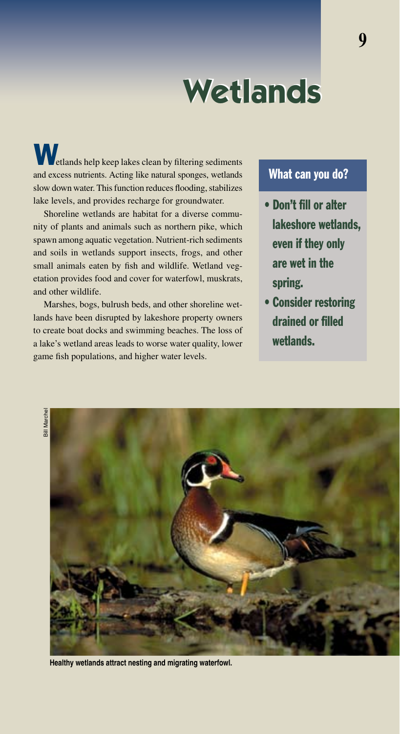# Wetlands

Wetlands help keep lakes clean by filtering sediments and excess nutrients. Acting like natural sponges, wetlands slow down water. This function reduces flooding, stabilizes lake levels, and provides recharge for groundwater.

Shoreline wetlands are habitat for a diverse community of plants and animals such as northern pike, which spawn among aquatic vegetation. Nutrient-rich sediments and soils in wetlands support insects, frogs, and other small animals eaten by fish and wildlife. Wetland vegetation provides food and cover for waterfowl, muskrats, and other wildlife.

Marshes, bogs, bulrush beds, and other shoreline wetlands have been disrupted by lakeshore property owners to create boat docks and swimming beaches. The loss of a lake's wetland areas leads to worse water quality, lower game fish populations, and higher water levels.

## What can you do?

- **Don't fill or alter lakeshore wetlands, even if they only are wet in the spring.**
- **Consider restoring drained or filled wetlands.**

Bill Marchel

**Healthy wetlands attract nesting and migrating waterfowl.**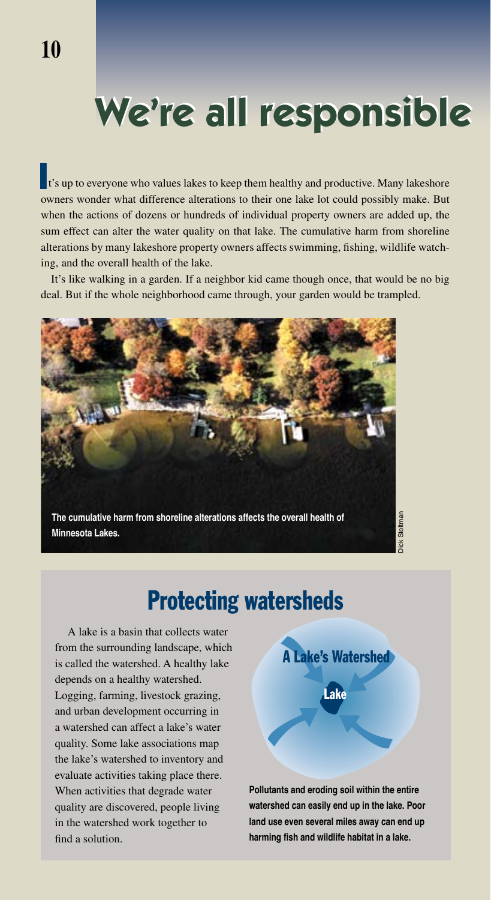# We're all responsible

It's up to everyone who values lakes to keep them healthy and productive. Many lakeshore owners wonder what difference alterations to their one lake lot could possibly make. But when the actions of dozens or hundreds of individual property owners are added up, the sum effect can alter the water quality on that lake. The cumulative harm from shoreline alterations by many lakeshore property owners affects swimming, fishing, wildlife watching, and the overall health of the lake.

It's like walking in a garden. If a neighbor kid came though once, that would be no big deal. But if the whole neighborhood came through, your garden would be trampled.

**The cumulative harm from shoreline alterations affects the overall health of Minnesota Lakes.**

Dick Stoltman

## Protecting watersheds

A lake is a basin that collects water from the surrounding landscape, which is called the watershed. A healthy lake depends on a healthy watershed. Logging, farming, livestock grazing, and urban development occurring in a watershed can affect a lake's water quality. Some lake associations map the lake's watershed to inventory and evaluate activities taking place there. When activities that degrade water quality are discovered, people living in the watershed work together to find a solution.

A Lake's Watershed

Lake

**Pollutants and eroding soil within the entire watershed can easily end up in the lake. Poor land use even several miles away can end up harming fish and wildlife habitat in a lake.**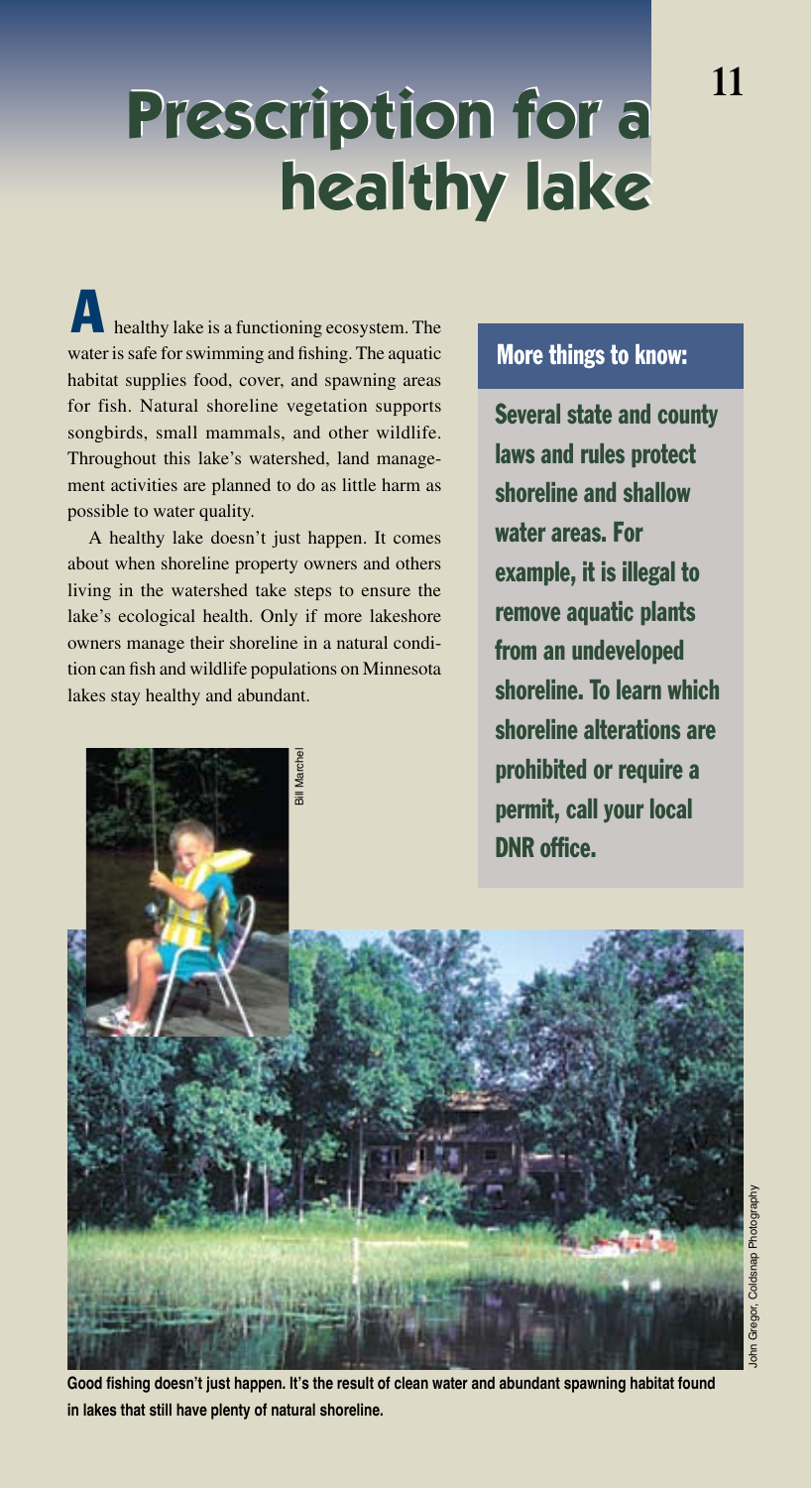# Prescription for a healthy lake

A healthy lake is a functioning ecosystem. The water is safe for swimming and fishing. The aquatic habitat supplies food, cover, and spawning areas for fish. Natural shoreline vegetation supports songbirds, small mammals, and other wildlife. Throughout this lake's watershed, land management activities are planned to do as little harm as possible to water quality.

A healthy lake doesn't just happen. It comes about when shoreline property owners and others living in the watershed take steps to ensure the lake's ecological health. Only if more lakeshore owners manage their shoreline in a natural condition can fish and wildlife populations on Minnesota lakes stay healthy and abundant.

## More things to know:

**Several state and county laws and rules protect shoreline and shallow water areas. For example, it is illegal to remove aquatic plants from an undeveloped shoreline. To learn which shoreline alterations are prohibited or require a permit, call your local DNR office.**

Bill Marchel

John Gregor, Coldsnap Photography

**Good fishing doesn't just happen. It's the result of clean water and abundant spawning habitat found in lakes that still have plenty of natural shoreline.**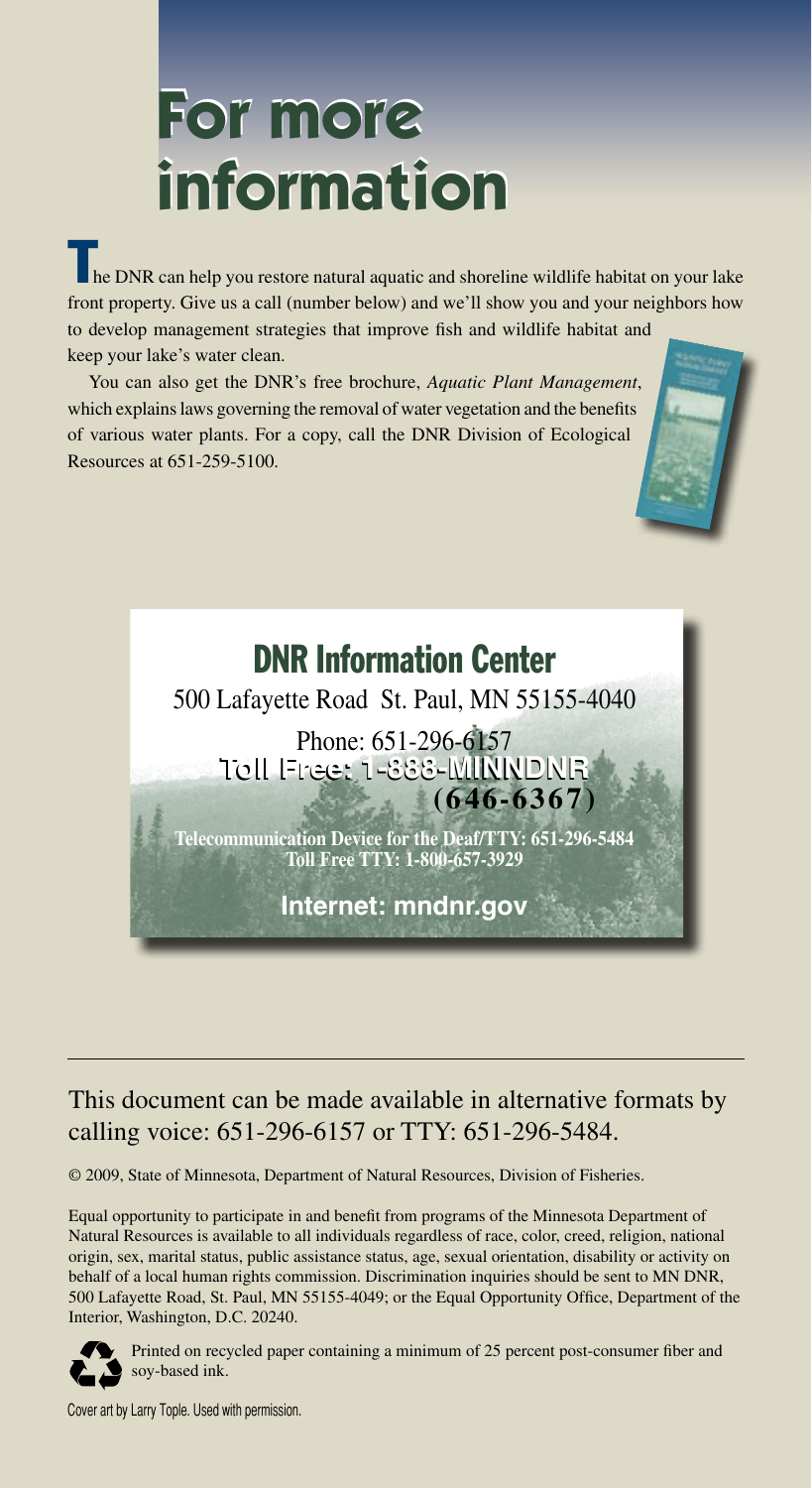# For more information

The DNR can help you restore natural aquatic and shoreline wildlife habitat on your lake front property. Give us a call (number below) and we'll show you and your neighbors how to develop management strategies that improve fish and wildlife habitat and keep your lake's water clean.

You can also get the DNR's free brochure, *Aquatic Plant Management*, which explains laws governing the removal of water vegetation and the benefits of various water plants. For a copy, call the DNR Division of Ecological Resources at 651-259-5100.

## DNR Information Center

500 Lafayette Road St. Paul, MN 55155-4040

Phone: 651-296-6157

**Toll Free: 1-888-MINNDNR (646-6367)**

**Telecommunication Device for the Deaf/TTY: 651-296-5484**

**Toll Free TTY: 1-800-657-3929**

**Internet: mndnr.gov**

---

This document can be made available in alternative formats by calling voice: 651-296-6157 or TTY: 651-296-5484.

© 2009, State of Minnesota, Department of Natural Resources, Division of Fisheries.

Equal opportunity to participate in and benefit from programs of the Minnesota Department of Natural Resources is available to all individuals regardless of race, color, creed, religion, national origin, sex, marital status, public assistance status, age, sexual orientation, disability or activity on behalf of a local human rights commission. Discrimination inquiries should be sent to MN DNR, 500 Lafayette Road, St. Paul, MN 55155-4049; or the Equal Opportunity Office, Department of the Interior, Washington, D.C. 20240.

Printed on recycled paper containing a minimum of 25 percent post-consumer fiber and soy-based ink.

Cover art by Larry Tople. Used with permission.